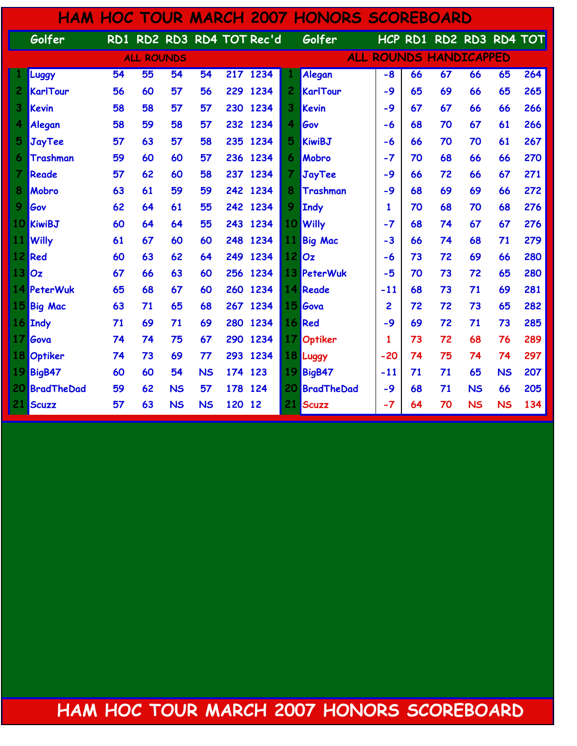# HAM HOC TOUR MARCH 2007 HONORS SCOREBOARD

## ALL ROUNDS

| | Golfer | RD1 | RD2 | RD3 | RD4 | TOT | Rec'd |
|---|---|---|---|---|---|---|---|
| 1 | Luggy | 54 | 55 | 54 | 54 | 217 | 1234 |
| 2 | KarlTour | 56 | 60 | 57 | 56 | 229 | 1234 |
| 3 | Kevin | 58 | 58 | 57 | 57 | 230 | 1234 |
| 4 | Alegan | 58 | 59 | 58 | 57 | 232 | 1234 |
| 5 | JayTee | 57 | 63 | 57 | 58 | 235 | 1234 |
| 6 | Trashman | 59 | 60 | 60 | 57 | 236 | 1234 |
| 7 | Reade | 57 | 62 | 60 | 58 | 237 | 1234 |
| 8 | Mobro | 63 | 61 | 59 | 59 | 242 | 1234 |
| 9 | Gov | 62 | 64 | 61 | 55 | 242 | 1234 |
| 10 | KiwiBJ | 60 | 64 | 64 | 55 | 243 | 1234 |
| 11 | Willy | 61 | 67 | 60 | 60 | 248 | 1234 |
| 12 | Red | 60 | 63 | 62 | 64 | 249 | 1234 |
| 13 | Oz | 67 | 66 | 63 | 60 | 256 | 1234 |
| 14 | PeterWuk | 65 | 68 | 67 | 60 | 260 | 1234 |
| 15 | Big Mac | 63 | 71 | 65 | 68 | 267 | 1234 |
| 16 | Indy | 71 | 69 | 71 | 69 | 280 | 1234 |
| 17 | Gova | 74 | 74 | 75 | 67 | 290 | 1234 |
| 18 | Optiker | 74 | 73 | 69 | 77 | 293 | 1234 |
| 19 | BigB47 | 60 | 60 | 54 | NS | 174 | 123 |
| 20 | BradTheDad | 59 | 62 | NS | 57 | 178 | 124 |
| 21 | Scuzz | 57 | 63 | NS | NS | 120 | 12 |

## ALL ROUNDS HANDICAPPED

| | Golfer | HCP | RD1 | RD2 | RD3 | RD4 | TOT |
|---|---|---|---|---|---|---|---|
| 1 | Alegan | -8 | 66 | 67 | 66 | 65 | 264 |
| 2 | KarlTour | -9 | 65 | 69 | 66 | 65 | 265 |
| 3 | Kevin | -9 | 67 | 67 | 66 | 66 | 266 |
| 4 | Gov | -6 | 68 | 70 | 67 | 61 | 266 |
| 5 | KiwiBJ | -6 | 66 | 70 | 70 | 61 | 267 |
| 6 | Mobro | -7 | 70 | 68 | 66 | 66 | 270 |
| 7 | JayTee | -9 | 66 | 72 | 66 | 67 | 271 |
| 8 | Trashman | -9 | 68 | 69 | 69 | 66 | 272 |
| 9 | Indy | 1 | 70 | 68 | 70 | 68 | 276 |
| 10 | Willy | -7 | 68 | 74 | 67 | 67 | 276 |
| 11 | Big Mac | -3 | 66 | 74 | 68 | 71 | 279 |
| 12 | Oz | -6 | 73 | 72 | 69 | 66 | 280 |
| 13 | PeterWuk | -5 | 70 | 73 | 72 | 65 | 280 |
| 14 | Reade | -11 | 68 | 73 | 71 | 69 | 281 |
| 15 | Gova | 2 | 72 | 72 | 73 | 65 | 282 |
| 16 | Red | -9 | 69 | 72 | 71 | 73 | 285 |
| 17 | Optiker | 1 | 73 | 72 | 68 | 76 | 289 |
| 18 | Luggy | -20 | 74 | 75 | 74 | 74 | 297 |
| 19 | BigB47 | -11 | 71 | 71 | 65 | NS | 207 |
| 20 | BradTheDad | -9 | 68 | 71 | NS | 66 | 205 |
| 21 | Scuzz | -7 | 64 | 70 | NS | NS | 134 |

HAM HOC TOUR MARCH 2007 HONORS SCOREBOARD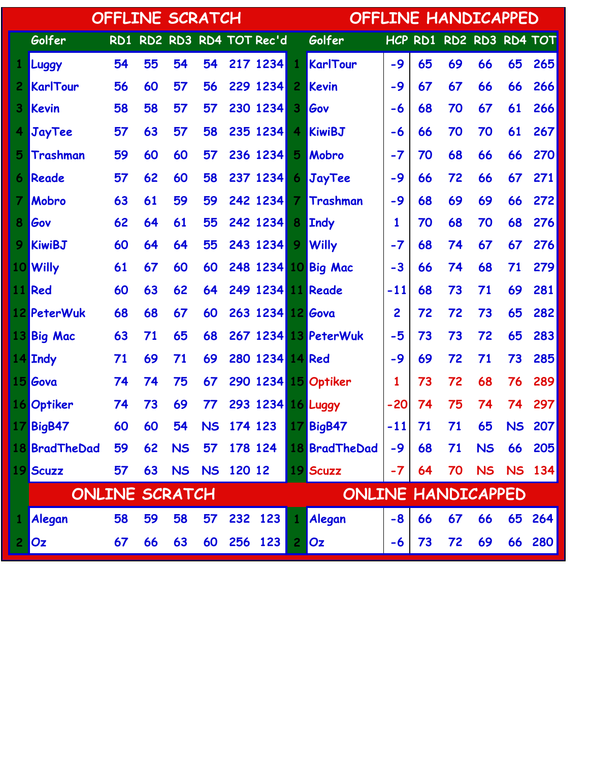## OFFLINE SCRATCH

| | Golfer | RD1 | RD2 | RD3 | RD4 | TOT | Rec'd |
|---|---|---|---|---|---|---|---|
| 1 | Luggy | 54 | 55 | 54 | 54 | 217 | 1234 |
| 2 | KarlTour | 56 | 60 | 57 | 56 | 229 | 1234 |
| 3 | Kevin | 58 | 58 | 57 | 57 | 230 | 1234 |
| 4 | JayTee | 57 | 63 | 57 | 58 | 235 | 1234 |
| 5 | Trashman | 59 | 60 | 60 | 57 | 236 | 1234 |
| 6 | Reade | 57 | 62 | 60 | 58 | 237 | 1234 |
| 7 | Mobro | 63 | 61 | 59 | 59 | 242 | 1234 |
| 8 | Gov | 62 | 64 | 61 | 55 | 242 | 1234 |
| 9 | KiwiBJ | 60 | 64 | 64 | 55 | 243 | 1234 |
| 10 | Willy | 61 | 67 | 60 | 60 | 248 | 1234 |
| 11 | Red | 60 | 63 | 62 | 64 | 249 | 1234 |
| 12 | PeterWuk | 68 | 68 | 67 | 60 | 263 | 1234 |
| 13 | Big Mac | 63 | 71 | 65 | 68 | 267 | 1234 |
| 14 | Indy | 71 | 69 | 71 | 69 | 280 | 1234 |
| 15 | Gova | 74 | 74 | 75 | 67 | 290 | 1234 |
| 16 | Optiker | 74 | 73 | 69 | 77 | 293 | 1234 |
| 17 | BigB47 | 60 | 60 | 54 | NS | 174 | 123 |
| 18 | BradTheDad | 59 | 62 | NS | 57 | 178 | 124 |
| 19 | Scuzz | 57 | 63 | NS | NS | 120 | 12 |

## OFFLINE HANDICAPPED

| | Golfer | HCP | RD1 | RD2 | RD3 | RD4 | TOT |
|---|---|---|---|---|---|---|---|
| 1 | KarlTour | -9 | 65 | 69 | 66 | 65 | 265 |
| 2 | Kevin | -9 | 67 | 67 | 66 | 66 | 266 |
| 3 | Gov | -6 | 68 | 70 | 67 | 61 | 266 |
| 4 | KiwiBJ | -6 | 66 | 70 | 70 | 61 | 267 |
| 5 | Mobro | -7 | 70 | 68 | 66 | 66 | 270 |
| 6 | JayTee | -9 | 66 | 72 | 66 | 67 | 271 |
| 7 | Trashman | -9 | 68 | 69 | 69 | 66 | 272 |
| 8 | Indy | 1 | 70 | 68 | 70 | 68 | 276 |
| 9 | Willy | -7 | 68 | 74 | 67 | 67 | 276 |
| 10 | Big Mac | -3 | 66 | 74 | 68 | 71 | 279 |
| 11 | Reade | -11 | 68 | 73 | 71 | 69 | 281 |
| 12 | Gova | 2 | 72 | 72 | 73 | 65 | 282 |
| 13 | PeterWuk | -5 | 73 | 73 | 72 | 65 | 283 |
| 14 | Red | -9 | 69 | 72 | 71 | 73 | 285 |
| 15 | Optiker | 1 | 73 | 72 | 68 | 76 | 289 |
| 16 | Luggy | -20 | 74 | 75 | 74 | 74 | 297 |
| 17 | BigB47 | -11 | 71 | 71 | 65 | NS | 207 |
| 18 | BradTheDad | -9 | 68 | 71 | NS | 66 | 205 |
| 19 | Scuzz | -7 | 64 | 70 | NS | NS | 134 |

## ONLINE SCRATCH

| | Golfer | RD1 | RD2 | RD3 | RD4 | TOT | Rec'd |
|---|---|---|---|---|---|---|---|
| 1 | Alegan | 58 | 59 | 58 | 57 | 232 | 123 |
| 2 | Oz | 67 | 66 | 63 | 60 | 256 | 123 |

## ONLINE HANDICAPPED

| | Golfer | HCP | RD1 | RD2 | RD3 | RD4 | TOT |
|---|---|---|---|---|---|---|---|
| 1 | Alegan | -8 | 66 | 67 | 66 | 65 | 264 |
| 2 | Oz | -6 | 73 | 72 | 69 | 66 | 280 |